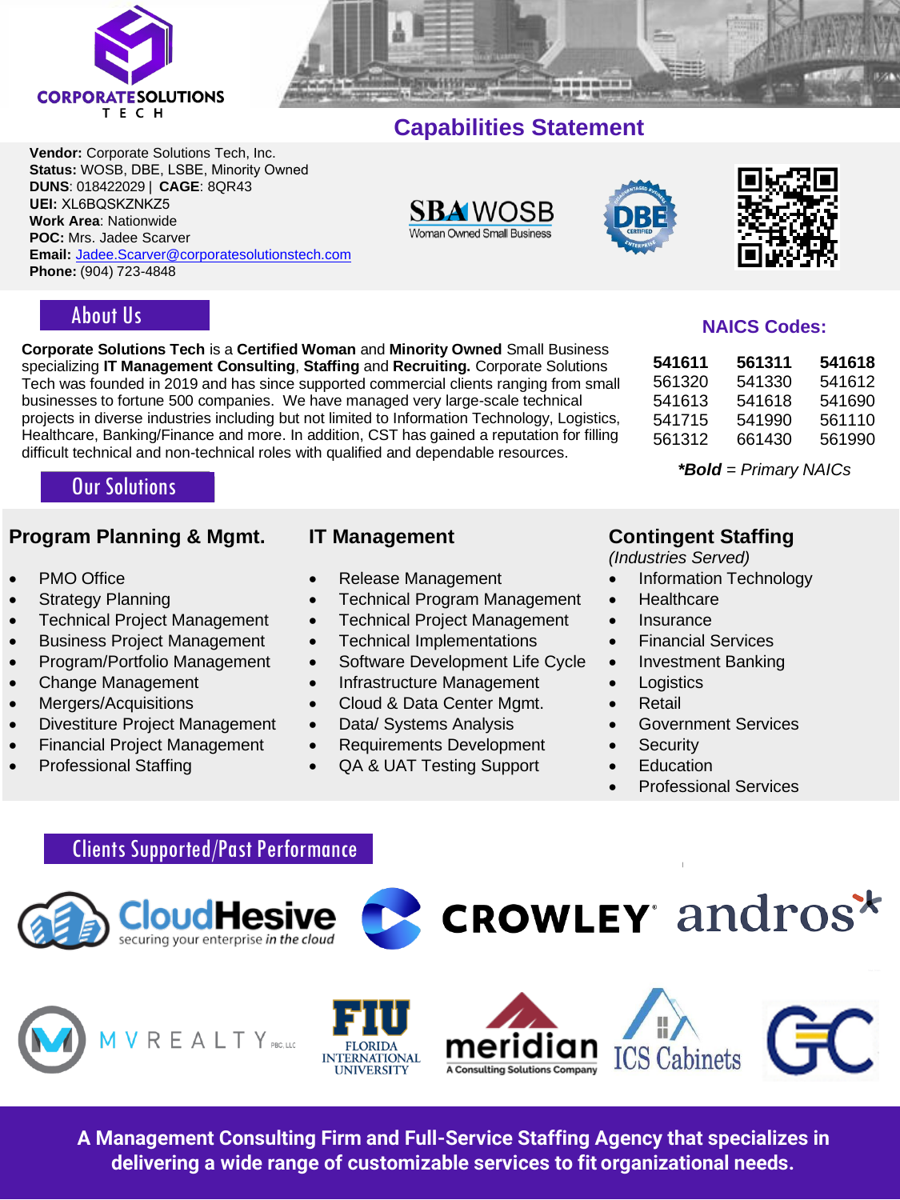CORPORATE SOLUTIONS TECH

# Capabilities Statement

**Vendor:** Corporate Solutions Tech, Inc.
**Status:** WOSB, DBE, LSBE, Minority Owned
**DUNS**: 018422029 | **CAGE**: 8QR43
**UEI:** XL6BQSKZNKZ5
**Work Area**: Nationwide
**POC:** Mrs. Jadee Scarver
**Email:** Jadee.Scarver@corporatesolutionstech.com
**Phone:** (904) 723-4848

SBA WOSB Woman Owned Small Business

DBE CERTIFIED

## About Us

**Corporate Solutions Tech** is a **Certified Woman** and **Minority Owned** Small Business specializing **IT Management Consulting**, **Staffing** and **Recruiting.** Corporate Solutions Tech was founded in 2019 and has since supported commercial clients ranging from small businesses to fortune 500 companies. We have managed very large-scale technical projects in diverse industries including but not limited to Information Technology, Logistics, Healthcare, Banking/Finance and more. In addition, CST has gained a reputation for filling difficult technical and non-technical roles with qualified and dependable resources.

## NAICS Codes:

| | | |
|---|---|---|
| **541611** | **561311** | **541618** |
| 561320 | 541330 | 541612 |
| 541613 | 541618 | 541690 |
| 541715 | 541990 | 561110 |
| 561312 | 661430 | 561990 |

***Bold** = Primary NAICs*

## Our Solutions

### Program Planning & Mgmt.

- PMO Office
- Strategy Planning
- Technical Project Management
- Business Project Management
- Program/Portfolio Management
- Change Management
- Mergers/Acquisitions
- Divestiture Project Management
- Financial Project Management
- Professional Staffing

### IT Management

- Release Management
- Technical Program Management
- Technical Project Management
- Technical Implementations
- Software Development Life Cycle
- Infrastructure Management
- Cloud & Data Center Mgmt.
- Data/ Systems Analysis
- Requirements Development
- QA & UAT Testing Support

### Contingent Staffing

*(Industries Served)*

- Information Technology
- Healthcare
- Insurance
- Financial Services
- Investment Banking
- Logistics
- Retail
- Government Services
- Security
- Education
- Professional Services

## Clients Supported/Past Performance

CloudHesive securing your enterprise *in the cloud*

CROWLEY

andros

MVREALTY PBC, LLC

FIU FLORIDA INTERNATIONAL UNIVERSITY

meridian A Consulting Solutions Company

ICS Cabinets

GC

**A Management Consulting Firm and Full-Service Staffing Agency that specializes in delivering a wide range of customizable services to fit organizational needs.**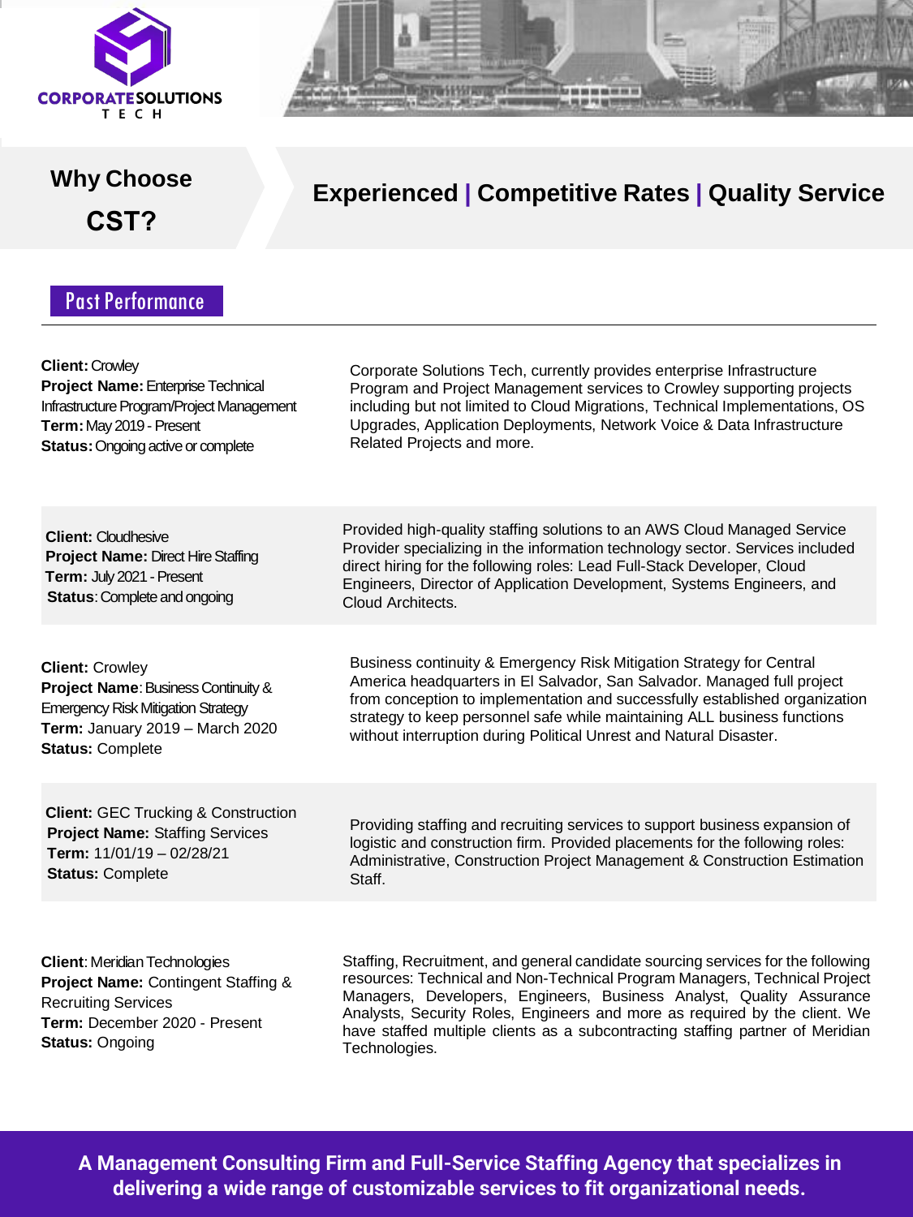CORPORATE SOLUTIONS TECH

## Why Choose CST?

**Experienced | Competitive Rates | Quality Service**

## Past Performance

**Client:** Crowley
**Project Name:** Enterprise Technical Infrastructure Program/Project Management
**Term:** May 2019 - Present
**Status:** Ongoing active or complete

Corporate Solutions Tech, currently provides enterprise Infrastructure Program and Project Management services to Crowley supporting projects including but not limited to Cloud Migrations, Technical Implementations, OS Upgrades, Application Deployments, Network Voice & Data Infrastructure Related Projects and more.

**Client:** Cloudhesive
**Project Name:** Direct Hire Staffing
**Term:** July 2021 - Present
**Status**: Complete and ongoing

Provided high-quality staffing solutions to an AWS Cloud Managed Service Provider specializing in the information technology sector. Services included direct hiring for the following roles: Lead Full-Stack Developer, Cloud Engineers, Director of Application Development, Systems Engineers, and Cloud Architects.

**Client:** Crowley
**Project Name**: Business Continuity & Emergency Risk Mitigation Strategy
**Term:** January 2019 – March 2020
**Status:** Complete

Business continuity & Emergency Risk Mitigation Strategy for Central America headquarters in El Salvador, San Salvador. Managed full project from conception to implementation and successfully established organization strategy to keep personnel safe while maintaining ALL business functions without interruption during Political Unrest and Natural Disaster.

**Client:** GEC Trucking & Construction
**Project Name:** Staffing Services
**Term:** 11/01/19 – 02/28/21
**Status:** Complete

Providing staffing and recruiting services to support business expansion of logistic and construction firm. Provided placements for the following roles: Administrative, Construction Project Management & Construction Estimation Staff.

**Client**: Meridian Technologies
**Project Name:** Contingent Staffing & Recruiting Services
**Term:** December 2020 - Present
**Status:** Ongoing

Staffing, Recruitment, and general candidate sourcing services for the following resources: Technical and Non-Technical Program Managers, Technical Project Managers, Developers, Engineers, Business Analyst, Quality Assurance Analysts, Security Roles, Engineers and more as required by the client. We have staffed multiple clients as a subcontracting staffing partner of Meridian Technologies.

**A Management Consulting Firm and Full-Service Staffing Agency that specializes in delivering a wide range of customizable services to fit organizational needs.**